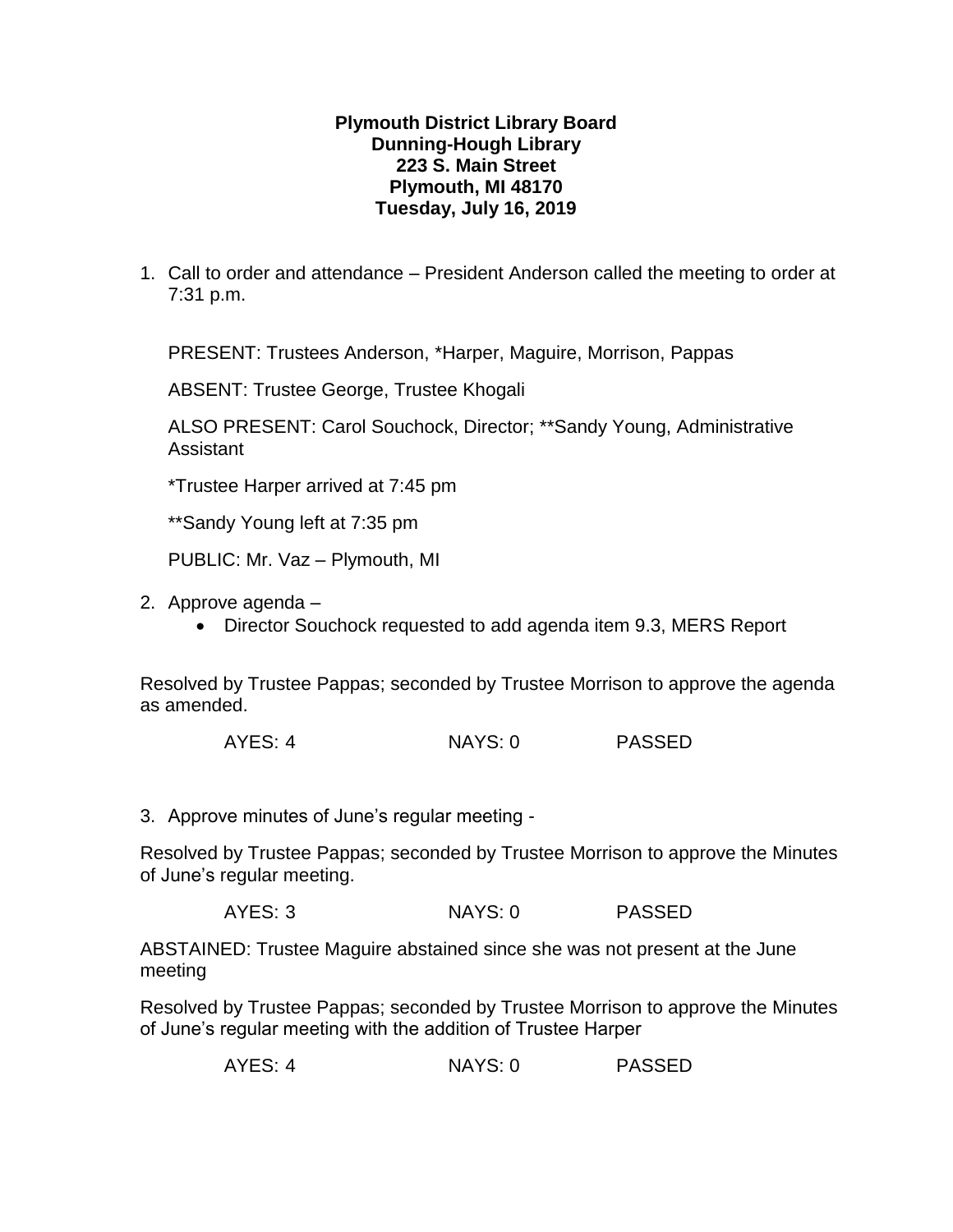**Plymouth District Library Board**
**Dunning-Hough Library**
**223 S. Main Street**
**Plymouth, MI 48170**
**Tuesday, July 16, 2019**

1. Call to order and attendance – President Anderson called the meeting to order at 7:31 p.m.

   PRESENT: Trustees Anderson, *Harper, Maguire, Morrison, Pappas

   ABSENT: Trustee George, Trustee Khogali

   ALSO PRESENT: Carol Souchock, Director; **Sandy Young, Administrative Assistant

   *Trustee Harper arrived at 7:45 pm

   **Sandy Young left at 7:35 pm

   PUBLIC: Mr. Vaz – Plymouth, MI

2. Approve agenda –
   - Director Souchock requested to add agenda item 9.3, MERS Report

Resolved by Trustee Pappas; seconded by Trustee Morrison to approve the agenda as amended.

AYES: 4 NAYS: 0 PASSED

3. Approve minutes of June's regular meeting -

Resolved by Trustee Pappas; seconded by Trustee Morrison to approve the Minutes of June's regular meeting.

AYES: 3 NAYS: 0 PASSED

ABSTAINED: Trustee Maguire abstained since she was not present at the June meeting

Resolved by Trustee Pappas; seconded by Trustee Morrison to approve the Minutes of June's regular meeting with the addition of Trustee Harper

AYES: 4 NAYS: 0 PASSED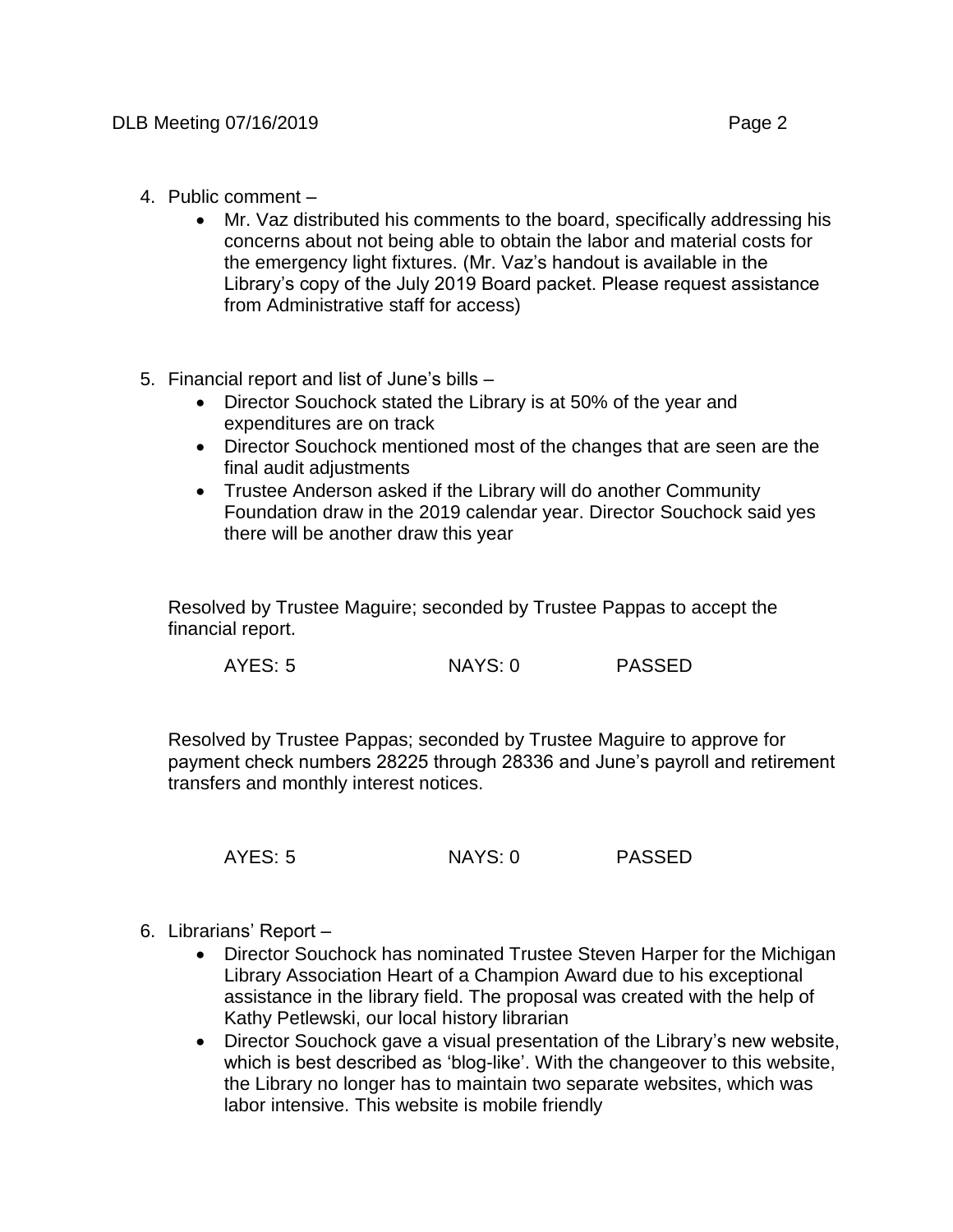4. Public comment –
   - Mr. Vaz distributed his comments to the board, specifically addressing his concerns about not being able to obtain the labor and material costs for the emergency light fixtures. (Mr. Vaz's handout is available in the Library's copy of the July 2019 Board packet. Please request assistance from Administrative staff for access)

5. Financial report and list of June's bills –
   - Director Souchock stated the Library is at 50% of the year and expenditures are on track
   - Director Souchock mentioned most of the changes that are seen are the final audit adjustments
   - Trustee Anderson asked if the Library will do another Community Foundation draw in the 2019 calendar year. Director Souchock said yes there will be another draw this year

   Resolved by Trustee Maguire; seconded by Trustee Pappas to accept the financial report.

   AYES: 5 NAYS: 0 PASSED

   Resolved by Trustee Pappas; seconded by Trustee Maguire to approve for payment check numbers 28225 through 28336 and June's payroll and retirement transfers and monthly interest notices.

   AYES: 5 NAYS: 0 PASSED

6. Librarians' Report –
   - Director Souchock has nominated Trustee Steven Harper for the Michigan Library Association Heart of a Champion Award due to his exceptional assistance in the library field. The proposal was created with the help of Kathy Petlewski, our local history librarian
   - Director Souchock gave a visual presentation of the Library's new website, which is best described as 'blog-like'. With the changeover to this website, the Library no longer has to maintain two separate websites, which was labor intensive. This website is mobile friendly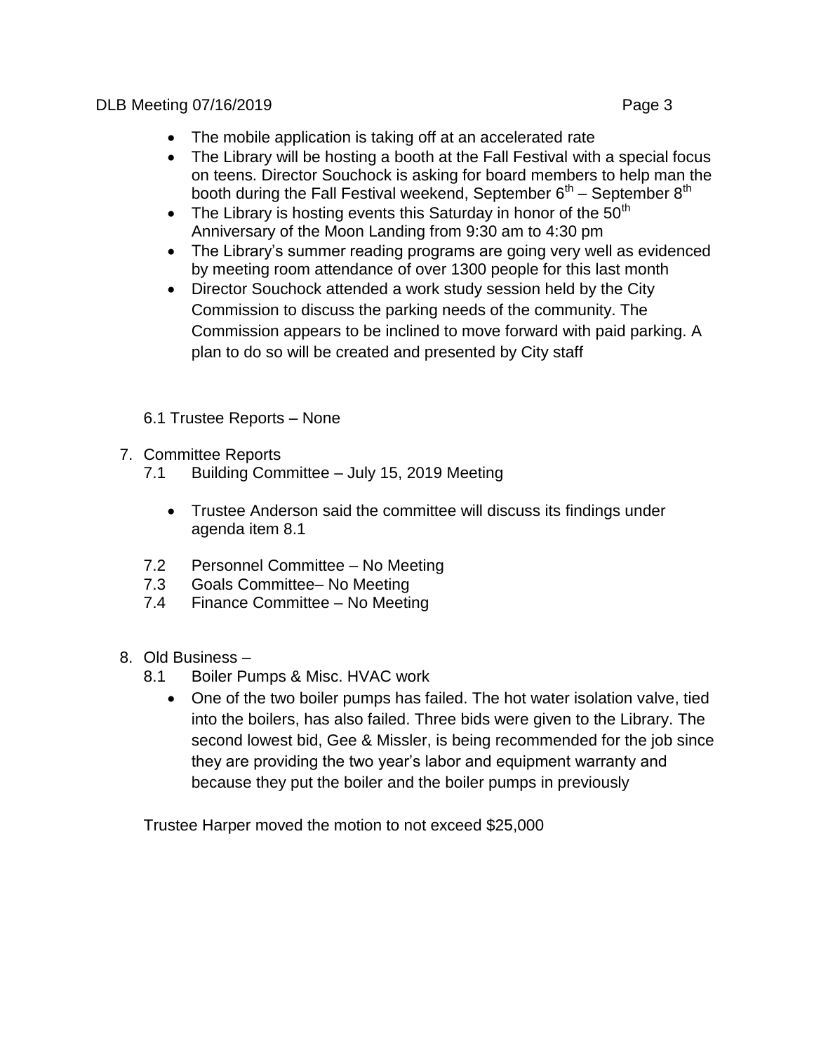- The mobile application is taking off at an accelerated rate
- The Library will be hosting a booth at the Fall Festival with a special focus on teens. Director Souchock is asking for board members to help man the booth during the Fall Festival weekend, September 6th – September 8th
- The Library is hosting events this Saturday in honor of the 50th Anniversary of the Moon Landing from 9:30 am to 4:30 pm
- The Library's summer reading programs are going very well as evidenced by meeting room attendance of over 1300 people for this last month
- Director Souchock attended a work study session held by the City Commission to discuss the parking needs of the community. The Commission appears to be inclined to move forward with paid parking. A plan to do so will be created and presented by City staff

6.1 Trustee Reports – None

7. Committee Reports
   - 7.1 Building Committee – July 15, 2019 Meeting
     - Trustee Anderson said the committee will discuss its findings under agenda item 8.1
   - 7.2 Personnel Committee – No Meeting
   - 7.3 Goals Committee– No Meeting
   - 7.4 Finance Committee – No Meeting

8. Old Business –
   - 8.1 Boiler Pumps & Misc. HVAC work
     - One of the two boiler pumps has failed. The hot water isolation valve, tied into the boilers, has also failed. Three bids were given to the Library. The second lowest bid, Gee & Missler, is being recommended for the job since they are providing the two year's labor and equipment warranty and because they put the boiler and the boiler pumps in previously

Trustee Harper moved the motion to not exceed $25,000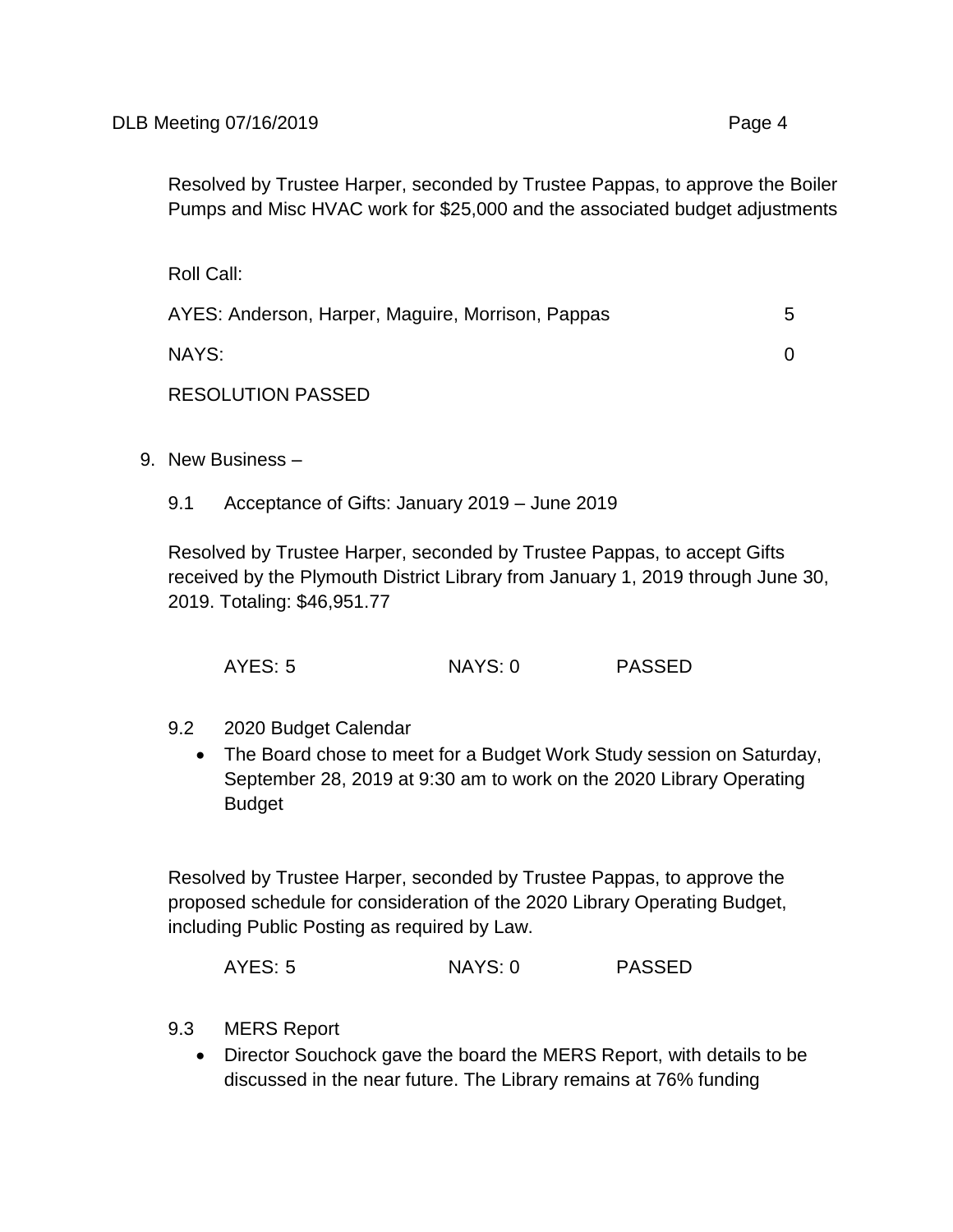Resolved by Trustee Harper, seconded by Trustee Pappas, to approve the Boiler Pumps and Misc HVAC work for $25,000 and the associated budget adjustments

Roll Call:

AYES: Anderson, Harper, Maguire, Morrison, Pappas 5

NAYS: 0

RESOLUTION PASSED

9. New Business –

9.1 Acceptance of Gifts: January 2019 – June 2019

Resolved by Trustee Harper, seconded by Trustee Pappas, to accept Gifts received by the Plymouth District Library from January 1, 2019 through June 30, 2019. Totaling: $46,951.77

AYES: 5 NAYS: 0 PASSED

9.2 2020 Budget Calendar

- The Board chose to meet for a Budget Work Study session on Saturday, September 28, 2019 at 9:30 am to work on the 2020 Library Operating Budget

Resolved by Trustee Harper, seconded by Trustee Pappas, to approve the proposed schedule for consideration of the 2020 Library Operating Budget, including Public Posting as required by Law.

AYES: 5 NAYS: 0 PASSED

9.3 MERS Report

- Director Souchock gave the board the MERS Report, with details to be discussed in the near future. The Library remains at 76% funding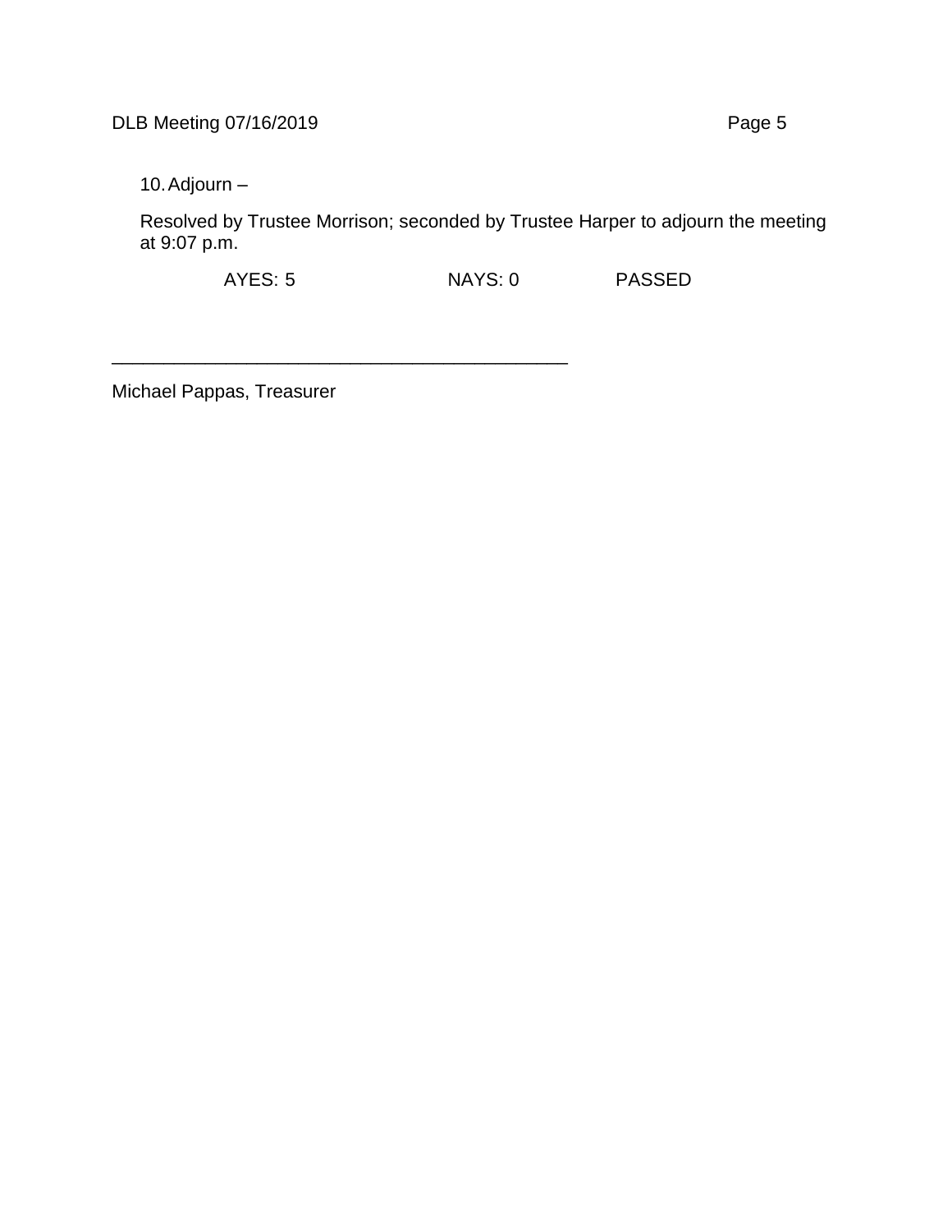10. Adjourn –

Resolved by Trustee Morrison; seconded by Trustee Harper to adjourn the meeting at 9:07 p.m.

AYES: 5 NAYS: 0 PASSED

_____________________________________________

Michael Pappas, Treasurer